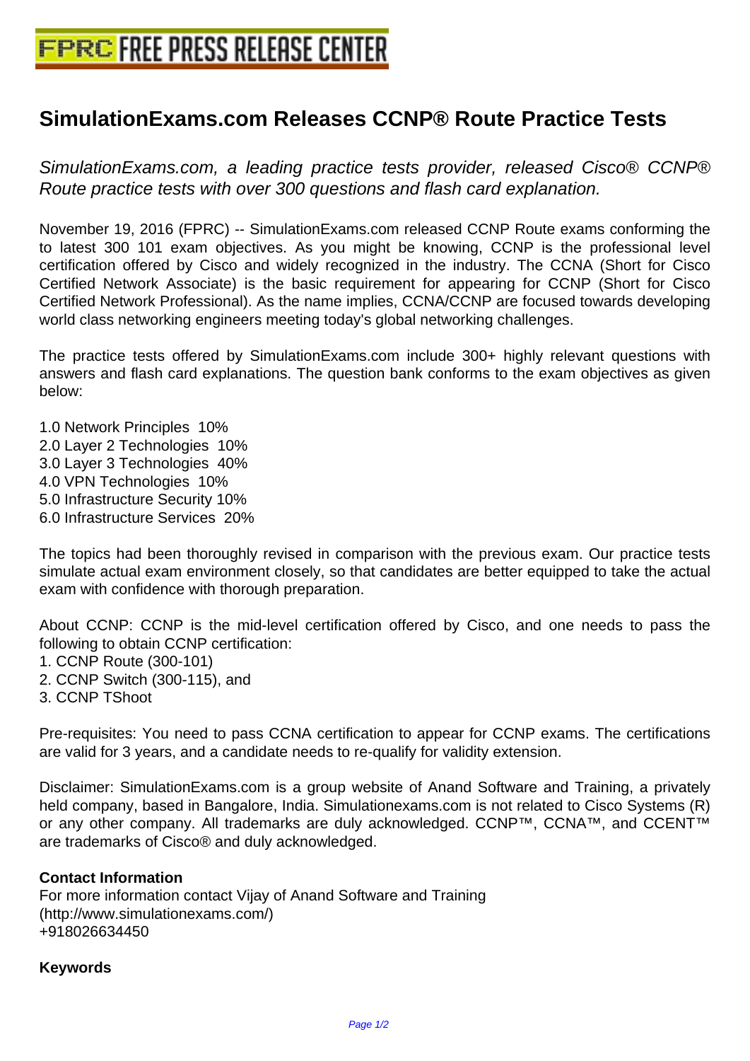# SimulationExams.com Releases CCNP® Route Practice Tests

*SimulationExams.com, a leading practice tests provider, released Cisco® CCNP® Route practice tests with over 300 questions and flash card explanation.*

November 19, 2016 (FPRC) -- SimulationExams.com released CCNP Route exams conforming the to latest 300 101 exam objectives. As you might be knowing, CCNP is the professional level certification offered by Cisco and widely recognized in the industry. The CCNA (Short for Cisco Certified Network Associate) is the basic requirement for appearing for CCNP (Short for Cisco Certified Network Professional). As the name implies, CCNA/CCNP are focused towards developing world class networking engineers meeting today's global networking challenges.

The practice tests offered by SimulationExams.com include 300+ highly relevant questions with answers and flash card explanations. The question bank conforms to the exam objectives as given below:

1.0 Network Principles 10%
2.0 Layer 2 Technologies 10%
3.0 Layer 3 Technologies 40%
4.0 VPN Technologies 10%
5.0 Infrastructure Security 10%
6.0 Infrastructure Services 20%

The topics had been thoroughly revised in comparison with the previous exam. Our practice tests simulate actual exam environment closely, so that candidates are better equipped to take the actual exam with confidence with thorough preparation.

About CCNP: CCNP is the mid-level certification offered by Cisco, and one needs to pass the following to obtain CCNP certification:
1. CCNP Route (300-101)
2. CCNP Switch (300-115), and
3. CCNP TShoot

Pre-requisites: You need to pass CCNA certification to appear for CCNP exams. The certifications are valid for 3 years, and a candidate needs to re-qualify for validity extension.

Disclaimer: SimulationExams.com is a group website of Anand Software and Training, a privately held company, based in Bangalore, India. Simulationexams.com is not related to Cisco Systems (R) or any other company. All trademarks are duly acknowledged. CCNP™, CCNA™, and CCENT™ are trademarks of Cisco® and duly acknowledged.

**Contact Information**
For more information contact Vijay of Anand Software and Training
(http://www.simulationexams.com/)
+918026634450

**Keywords**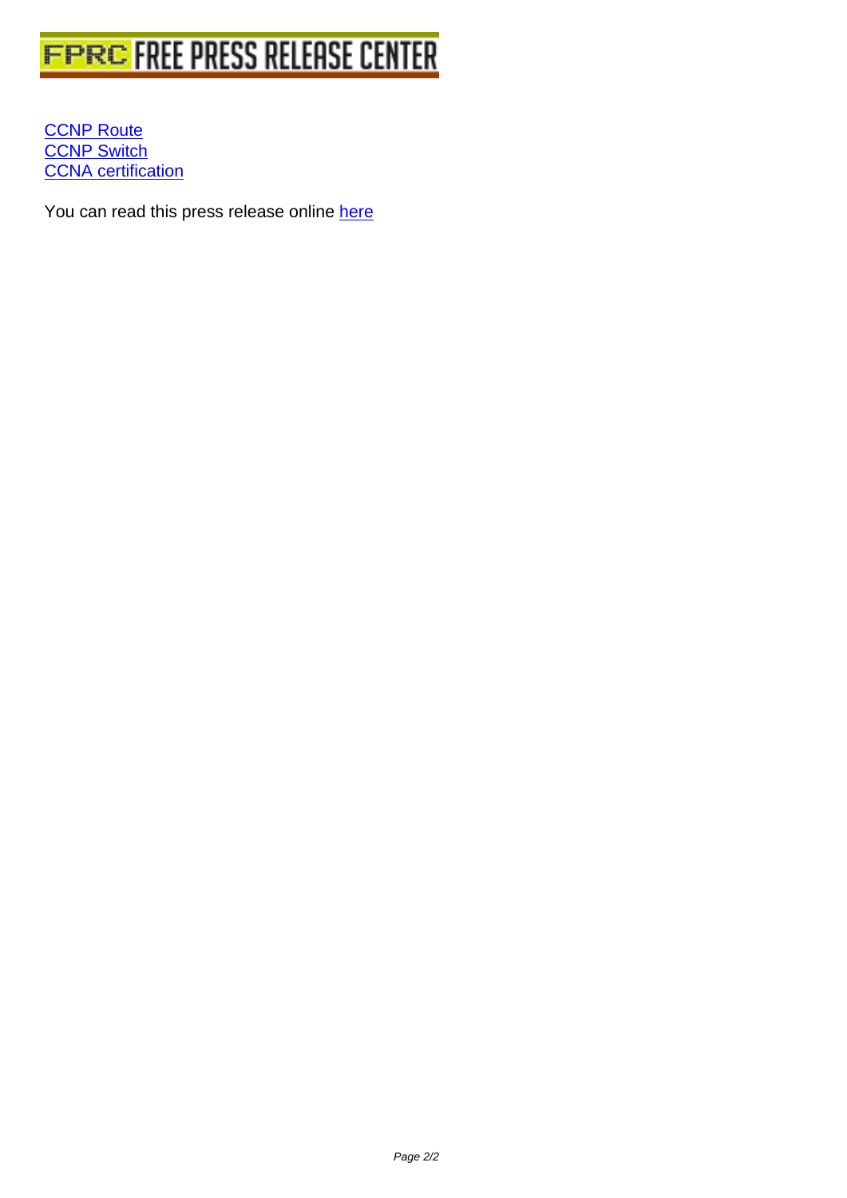CCNP Route
CCNP Switch
CCNA certification

You can read this press release online here